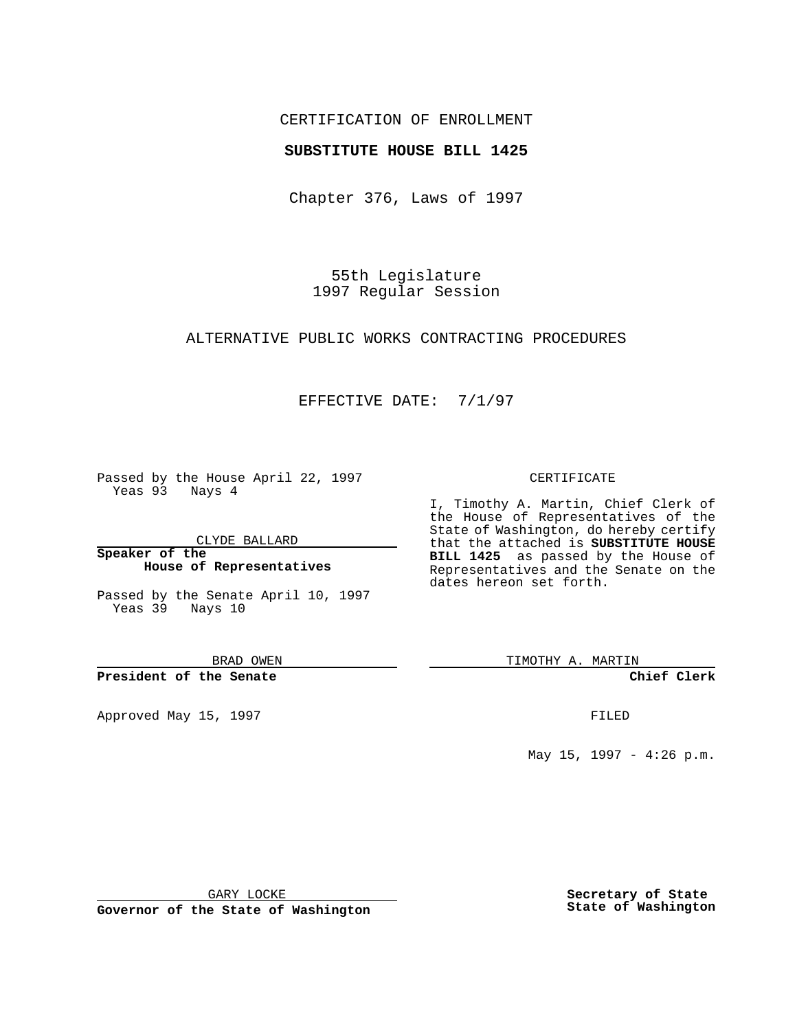CERTIFICATION OF ENROLLMENT

**SUBSTITUTE HOUSE BILL 1425**

Chapter 376, Laws of 1997

55th Legislature
1997 Regular Session

ALTERNATIVE PUBLIC WORKS CONTRACTING PROCEDURES

EFFECTIVE DATE: 7/1/97

Passed by the House April 22, 1997
Yeas 93 Nays 4

CLYDE BALLARD

**Speaker of the House of Representatives**

Passed by the Senate April 10, 1997
Yeas 39 Nays 10

BRAD OWEN

**President of the Senate**

Approved May 15, 1997

GARY LOCKE

**Governor of the State of Washington**

CERTIFICATE

I, Timothy A. Martin, Chief Clerk of the House of Representatives of the State of Washington, do hereby certify that the attached is **SUBSTITUTE HOUSE BILL 1425** as passed by the House of Representatives and the Senate on the dates hereon set forth.

TIMOTHY A. MARTIN

**Chief Clerk**

FILED

May 15, 1997 - 4:26 p.m.

**Secretary of State**
**State of Washington**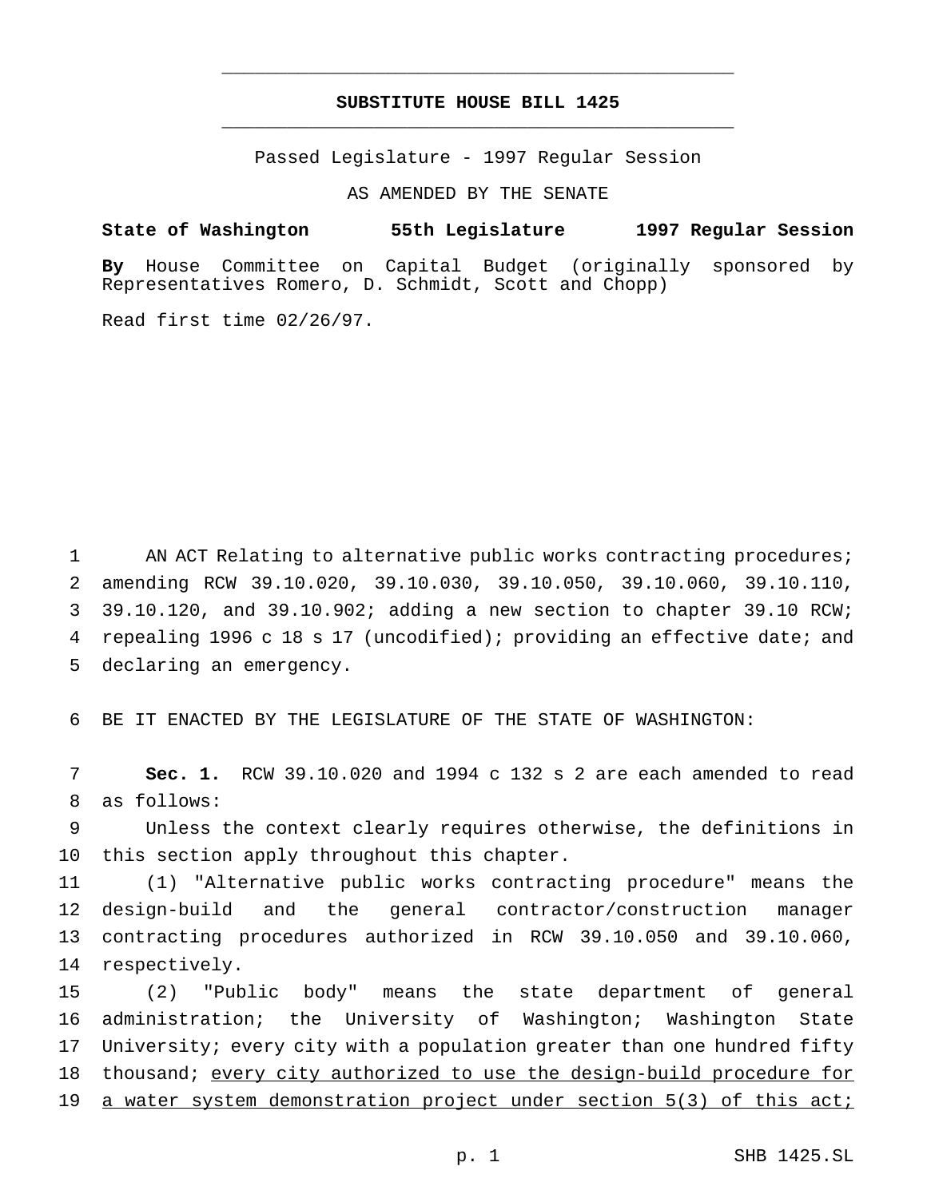# SUBSTITUTE HOUSE BILL 1425

Passed Legislature - 1997 Regular Session

AS AMENDED BY THE SENATE

**State of Washington 55th Legislature 1997 Regular Session**

**By** House Committee on Capital Budget (originally sponsored by Representatives Romero, D. Schmidt, Scott and Chopp)

Read first time 02/26/97.

1 AN ACT Relating to alternative public works contracting procedures;
2 amending RCW 39.10.020, 39.10.030, 39.10.050, 39.10.060, 39.10.110,
3 39.10.120, and 39.10.902; adding a new section to chapter 39.10 RCW;
4 repealing 1996 c 18 s 17 (uncodified); providing an effective date; and
5 declaring an emergency.

6 BE IT ENACTED BY THE LEGISLATURE OF THE STATE OF WASHINGTON:

7 **Sec. 1.** RCW 39.10.020 and 1994 c 132 s 2 are each amended to read
8 as follows:

9 Unless the context clearly requires otherwise, the definitions in
10 this section apply throughout this chapter.

11 (1) "Alternative public works contracting procedure" means the
12 design-build and the general contractor/construction manager
13 contracting procedures authorized in RCW 39.10.050 and 39.10.060,
14 respectively.

15 (2) "Public body" means the state department of general
16 administration; the University of Washington; Washington State
17 University; every city with a population greater than one hundred fifty
18 thousand; <u>every city authorized to use the design-build procedure for</u>
19 <u>a water system demonstration project under section 5(3) of this act;</u>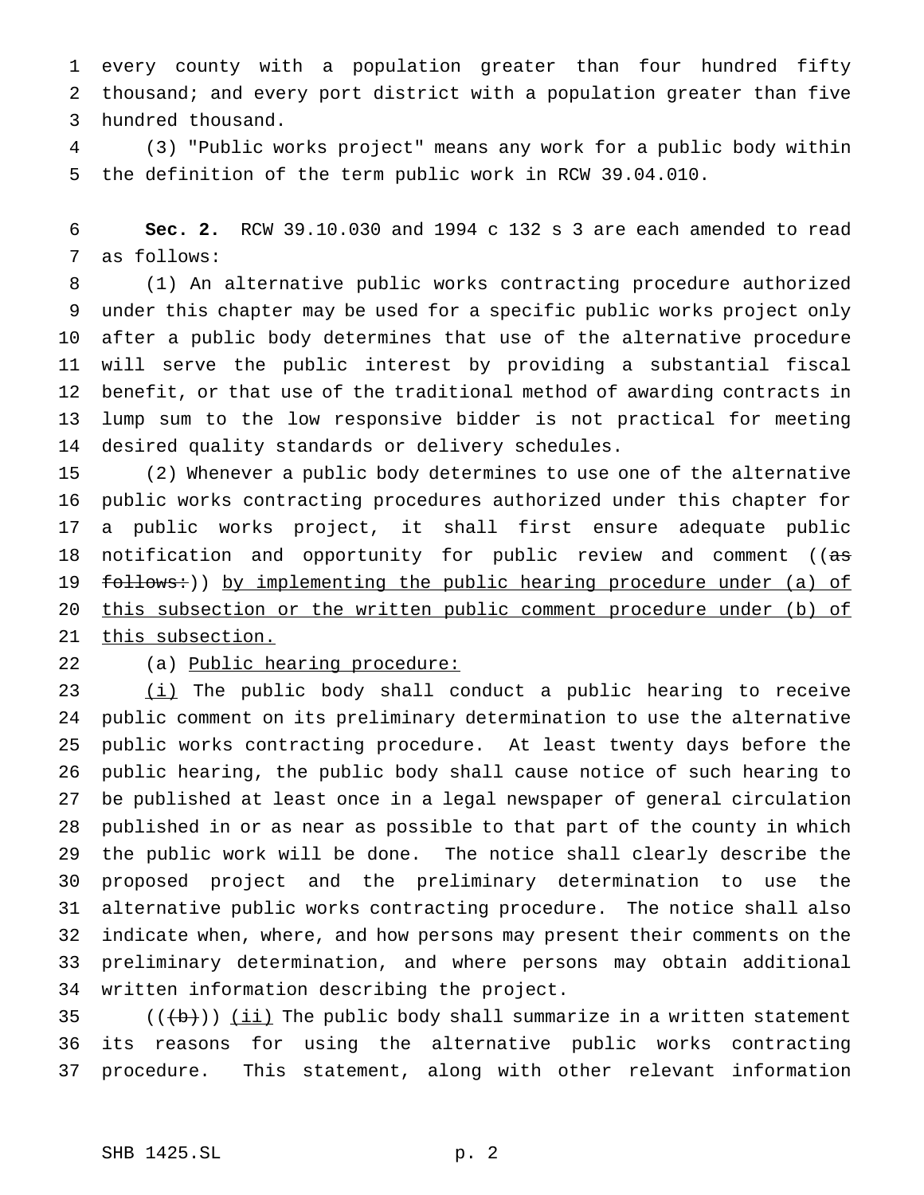every county with a population greater than four hundred fifty thousand; and every port district with a population greater than five hundred thousand.

(3) "Public works project" means any work for a public body within the definition of the term public work in RCW 39.04.010.

**Sec. 2.** RCW 39.10.030 and 1994 c 132 s 3 are each amended to read as follows:

(1) An alternative public works contracting procedure authorized under this chapter may be used for a specific public works project only after a public body determines that use of the alternative procedure will serve the public interest by providing a substantial fiscal benefit, or that use of the traditional method of awarding contracts in lump sum to the low responsive bidder is not practical for meeting desired quality standards or delivery schedules.

(2) Whenever a public body determines to use one of the alternative public works contracting procedures authorized under this chapter for a public works project, it shall first ensure adequate public notification and opportunity for public review and comment ((~~as follows:~~)) <u>by implementing the public hearing procedure under (a) of this subsection or the written public comment procedure under (b) of this subsection.</u>

(a) <u>Public hearing procedure:</u>

<u>(i)</u> The public body shall conduct a public hearing to receive public comment on its preliminary determination to use the alternative public works contracting procedure. At least twenty days before the public hearing, the public body shall cause notice of such hearing to be published at least once in a legal newspaper of general circulation published in or as near as possible to that part of the county in which the public work will be done. The notice shall clearly describe the proposed project and the preliminary determination to use the alternative public works contracting procedure. The notice shall also indicate when, where, and how persons may present their comments on the preliminary determination, and where persons may obtain additional written information describing the project.

((~~(b)~~)) <u>(ii)</u> The public body shall summarize in a written statement its reasons for using the alternative public works contracting procedure. This statement, along with other relevant information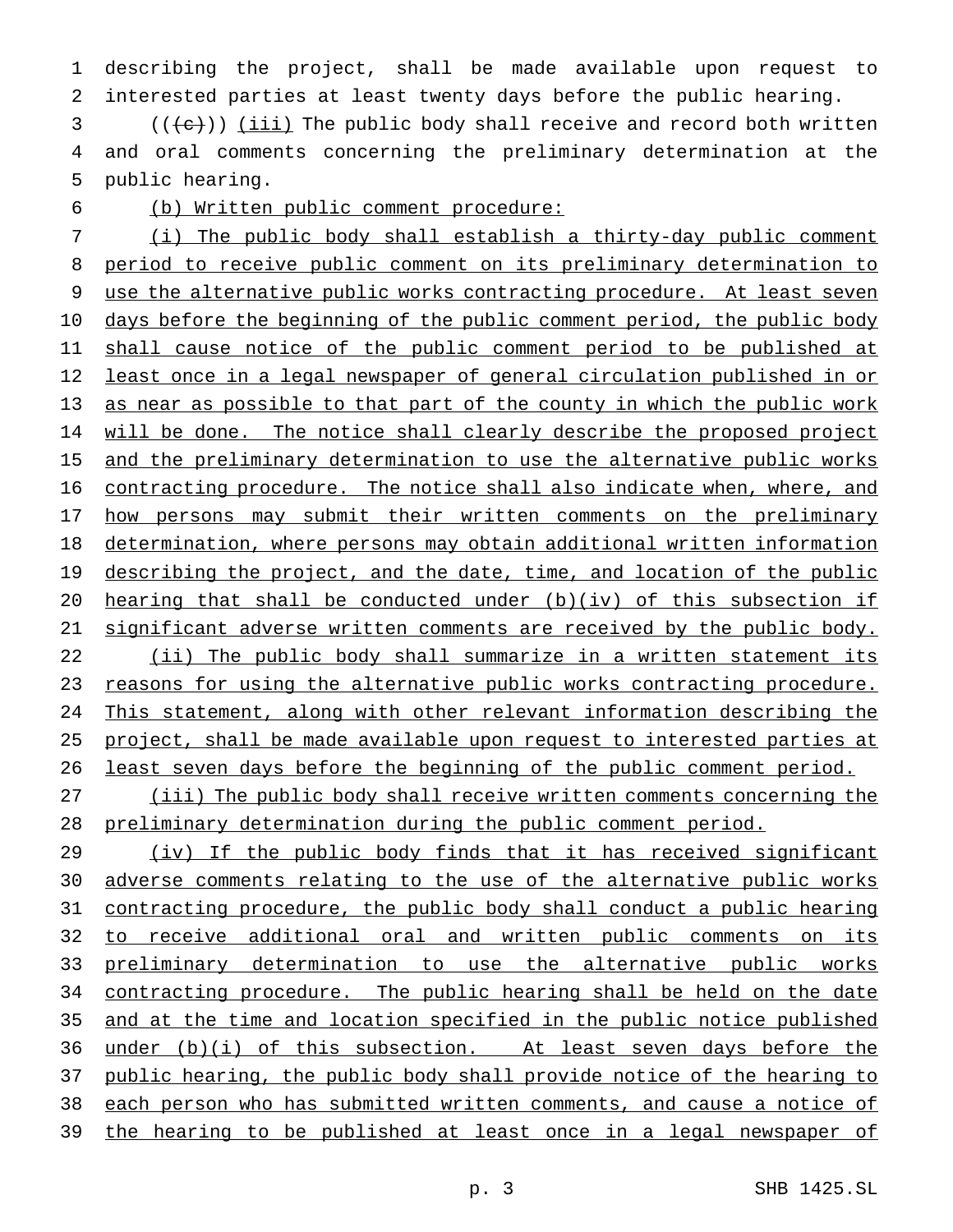describing the project, shall be made available upon request to interested parties at least twenty days before the public hearing.

((~~(c)~~)) <u>(iii)</u> The public body shall receive and record both written and oral comments concerning the preliminary determination at the public hearing.

<u>(b) Written public comment procedure:</u>

<u>(i) The public body shall establish a thirty-day public comment period to receive public comment on its preliminary determination to use the alternative public works contracting procedure. At least seven days before the beginning of the public comment period, the public body shall cause notice of the public comment period to be published at least once in a legal newspaper of general circulation published in or as near as possible to that part of the county in which the public work will be done. The notice shall clearly describe the proposed project and the preliminary determination to use the alternative public works contracting procedure. The notice shall also indicate when, where, and how persons may submit their written comments on the preliminary determination, where persons may obtain additional written information describing the project, and the date, time, and location of the public hearing that shall be conducted under (b)(iv) of this subsection if significant adverse written comments are received by the public body.</u>

<u>(ii) The public body shall summarize in a written statement its reasons for using the alternative public works contracting procedure. This statement, along with other relevant information describing the project, shall be made available upon request to interested parties at least seven days before the beginning of the public comment period.</u>

<u>(iii) The public body shall receive written comments concerning the preliminary determination during the public comment period.</u>

<u>(iv) If the public body finds that it has received significant adverse comments relating to the use of the alternative public works contracting procedure, the public body shall conduct a public hearing to receive additional oral and written public comments on its preliminary determination to use the alternative public works contracting procedure. The public hearing shall be held on the date and at the time and location specified in the public notice published under (b)(i) of this subsection. At least seven days before the public hearing, the public body shall provide notice of the hearing to each person who has submitted written comments, and cause a notice of the hearing to be published at least once in a legal newspaper of</u>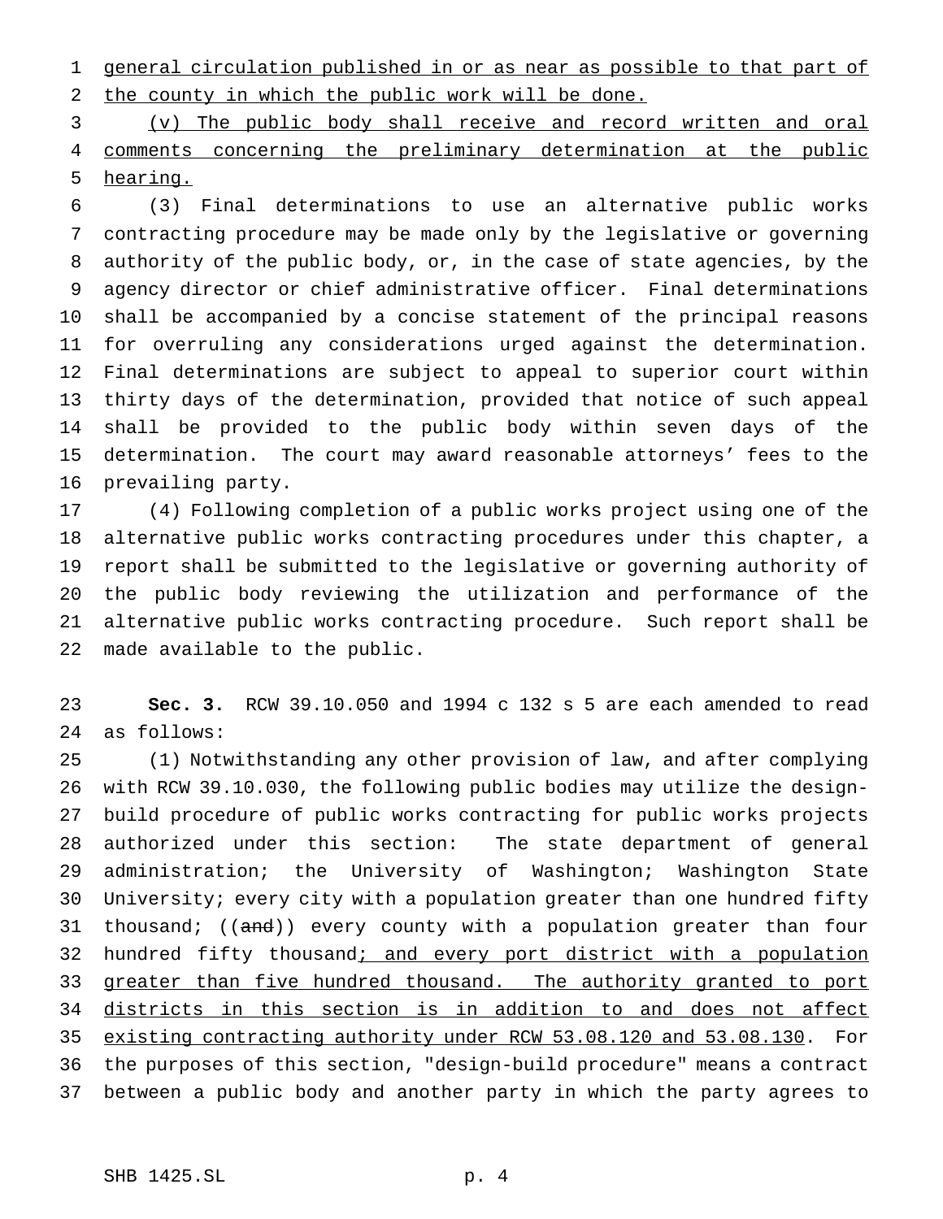general circulation published in or as near as possible to that part of the county in which the public work will be done.

(v) The public body shall receive and record written and oral comments concerning the preliminary determination at the public hearing.

(3) Final determinations to use an alternative public works contracting procedure may be made only by the legislative or governing authority of the public body, or, in the case of state agencies, by the agency director or chief administrative officer. Final determinations shall be accompanied by a concise statement of the principal reasons for overruling any considerations urged against the determination. Final determinations are subject to appeal to superior court within thirty days of the determination, provided that notice of such appeal shall be provided to the public body within seven days of the determination. The court may award reasonable attorneys' fees to the prevailing party.

(4) Following completion of a public works project using one of the alternative public works contracting procedures under this chapter, a report shall be submitted to the legislative or governing authority of the public body reviewing the utilization and performance of the alternative public works contracting procedure. Such report shall be made available to the public.

**Sec. 3.** RCW 39.10.050 and 1994 c 132 s 5 are each amended to read as follows:

(1) Notwithstanding any other provision of law, and after complying with RCW 39.10.030, the following public bodies may utilize the design-build procedure of public works contracting for public works projects authorized under this section: The state department of general administration; the University of Washington; Washington State University; every city with a population greater than one hundred fifty thousand; ((~~and~~)) every county with a population greater than four hundred fifty thousand; and every port district with a population greater than five hundred thousand. The authority granted to port districts in this section is in addition to and does not affect existing contracting authority under RCW 53.08.120 and 53.08.130. For the purposes of this section, "design-build procedure" means a contract between a public body and another party in which the party agrees to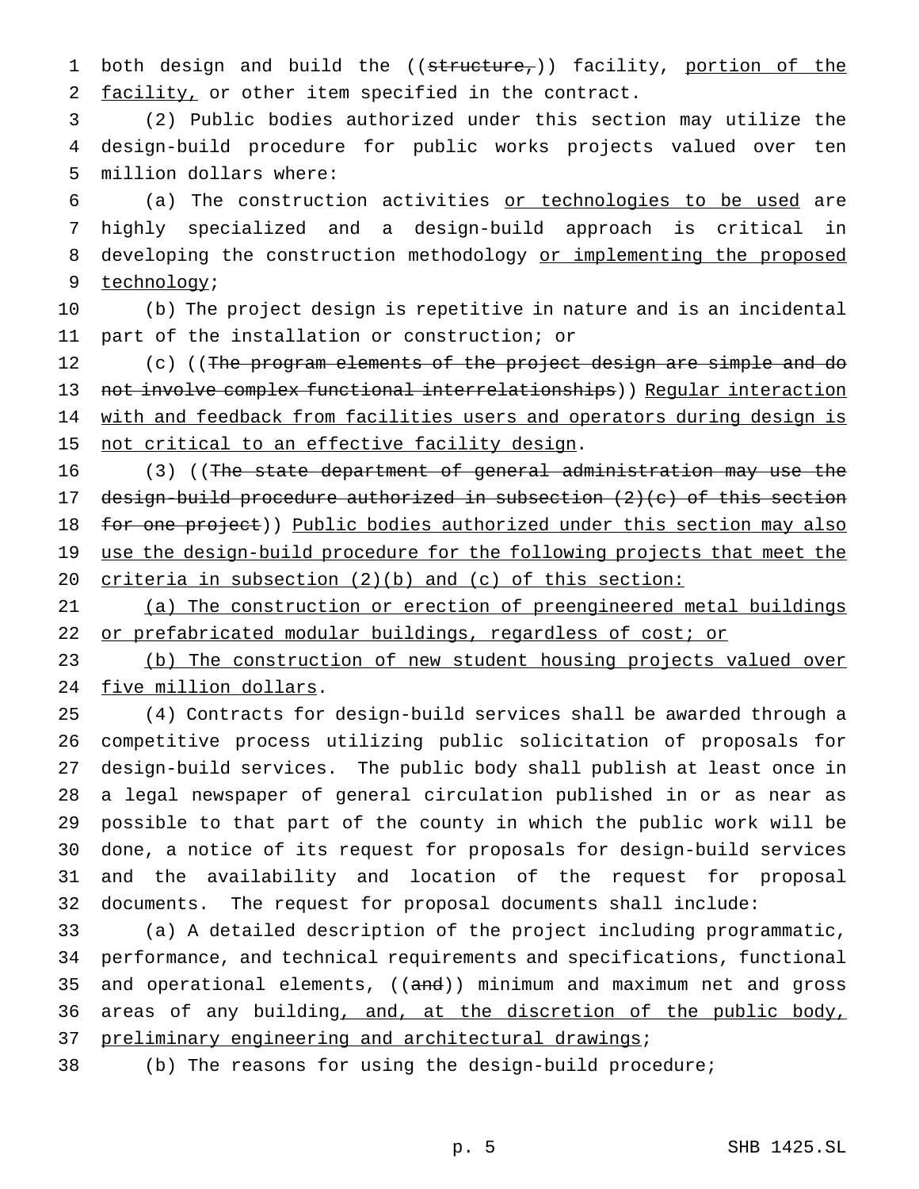both design and build the ((~~structure,~~)) facility, <u>portion of the facility,</u> or other item specified in the contract.

(2) Public bodies authorized under this section may utilize the design-build procedure for public works projects valued over ten million dollars where:

(a) The construction activities <u>or technologies to be used</u> are highly specialized and a design-build approach is critical in developing the construction methodology <u>or implementing the proposed technology</u>;

(b) The project design is repetitive in nature and is an incidental part of the installation or construction; or

(c) ((~~The program elements of the project design are simple and do not involve complex functional interrelationships~~)) <u>Regular interaction with and feedback from facilities users and operators during design is not critical to an effective facility design</u>.

(3) ((~~The state department of general administration may use the design-build procedure authorized in subsection (2)(c) of this section for one project~~)) <u>Public bodies authorized under this section may also use the design-build procedure for the following projects that meet the criteria in subsection (2)(b) and (c) of this section:</u>

<u>(a) The construction or erection of preengineered metal buildings or prefabricated modular buildings, regardless of cost; or</u>

<u>(b) The construction of new student housing projects valued over five million dollars</u>.

(4) Contracts for design-build services shall be awarded through a competitive process utilizing public solicitation of proposals for design-build services. The public body shall publish at least once in a legal newspaper of general circulation published in or as near as possible to that part of the county in which the public work will be done, a notice of its request for proposals for design-build services and the availability and location of the request for proposal documents. The request for proposal documents shall include:

(a) A detailed description of the project including programmatic, performance, and technical requirements and specifications, functional and operational elements, ((~~and~~)) minimum and maximum net and gross areas of any building<u>, and, at the discretion of the public body, preliminary engineering and architectural drawings</u>;

(b) The reasons for using the design-build procedure;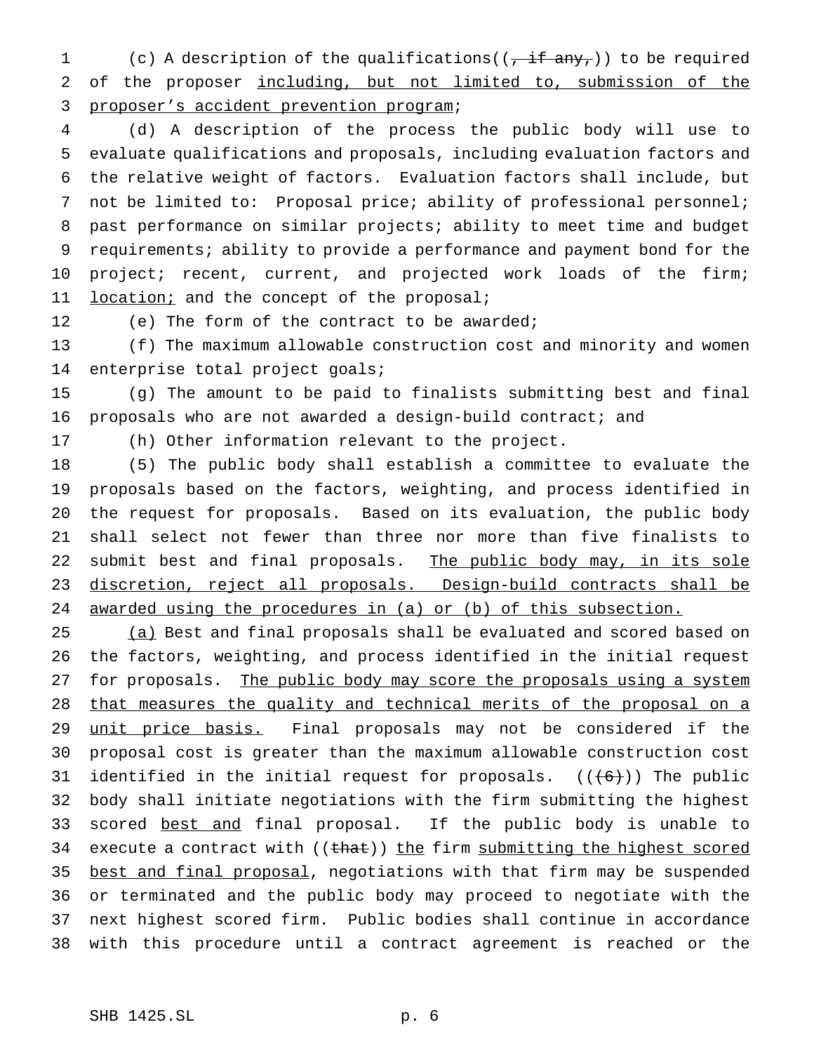(c) A description of the qualifications((~~, if any,~~)) to be required of the proposer <u>including, but not limited to, submission of the proposer's accident prevention program</u>;

(d) A description of the process the public body will use to evaluate qualifications and proposals, including evaluation factors and the relative weight of factors. Evaluation factors shall include, but not be limited to: Proposal price; ability of professional personnel; past performance on similar projects; ability to meet time and budget requirements; ability to provide a performance and payment bond for the project; recent, current, and projected work loads of the firm; <u>location;</u> and the concept of the proposal;

(e) The form of the contract to be awarded;

(f) The maximum allowable construction cost and minority and women enterprise total project goals;

(g) The amount to be paid to finalists submitting best and final proposals who are not awarded a design-build contract; and

(h) Other information relevant to the project.

(5) The public body shall establish a committee to evaluate the proposals based on the factors, weighting, and process identified in the request for proposals. Based on its evaluation, the public body shall select not fewer than three nor more than five finalists to submit best and final proposals. <u>The public body may, in its sole discretion, reject all proposals. Design-build contracts shall be awarded using the procedures in (a) or (b) of this subsection.</u>

<u>(a)</u> Best and final proposals shall be evaluated and scored based on the factors, weighting, and process identified in the initial request for proposals. <u>The public body may score the proposals using a system that measures the quality and technical merits of the proposal on a unit price basis.</u> Final proposals may not be considered if the proposal cost is greater than the maximum allowable construction cost identified in the initial request for proposals. ((~~(6)~~)) The public body shall initiate negotiations with the firm submitting the highest scored <u>best and</u> final proposal. If the public body is unable to execute a contract with ((~~that~~)) <u>the</u> firm <u>submitting the highest scored best and final proposal</u>, negotiations with that firm may be suspended or terminated and the public body may proceed to negotiate with the next highest scored firm. Public bodies shall continue in accordance with this procedure until a contract agreement is reached or the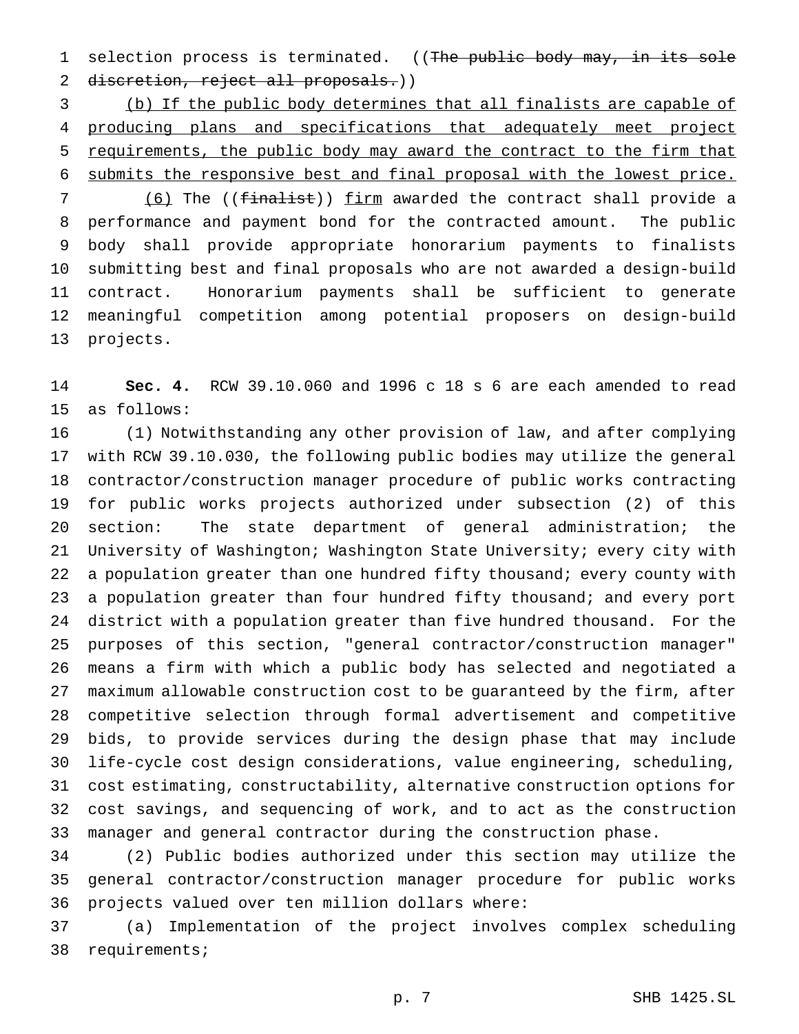selection process is terminated. ((~~The public body may, in its sole discretion, reject all proposals.~~))

<u>(b) If the public body determines that all finalists are capable of producing plans and specifications that adequately meet project requirements, the public body may award the contract to the firm that submits the responsive best and final proposal with the lowest price.</u>

<u>(6)</u> The ((~~finalist~~)) <u>firm</u> awarded the contract shall provide a performance and payment bond for the contracted amount. The public body shall provide appropriate honorarium payments to finalists submitting best and final proposals who are not awarded a design-build contract. Honorarium payments shall be sufficient to generate meaningful competition among potential proposers on design-build projects.

**Sec. 4.** RCW 39.10.060 and 1996 c 18 s 6 are each amended to read as follows:

(1) Notwithstanding any other provision of law, and after complying with RCW 39.10.030, the following public bodies may utilize the general contractor/construction manager procedure of public works contracting for public works projects authorized under subsection (2) of this section: The state department of general administration; the University of Washington; Washington State University; every city with a population greater than one hundred fifty thousand; every county with a population greater than four hundred fifty thousand; and every port district with a population greater than five hundred thousand. For the purposes of this section, "general contractor/construction manager" means a firm with which a public body has selected and negotiated a maximum allowable construction cost to be guaranteed by the firm, after competitive selection through formal advertisement and competitive bids, to provide services during the design phase that may include life-cycle cost design considerations, value engineering, scheduling, cost estimating, constructability, alternative construction options for cost savings, and sequencing of work, and to act as the construction manager and general contractor during the construction phase.

(2) Public bodies authorized under this section may utilize the general contractor/construction manager procedure for public works projects valued over ten million dollars where:

(a) Implementation of the project involves complex scheduling requirements;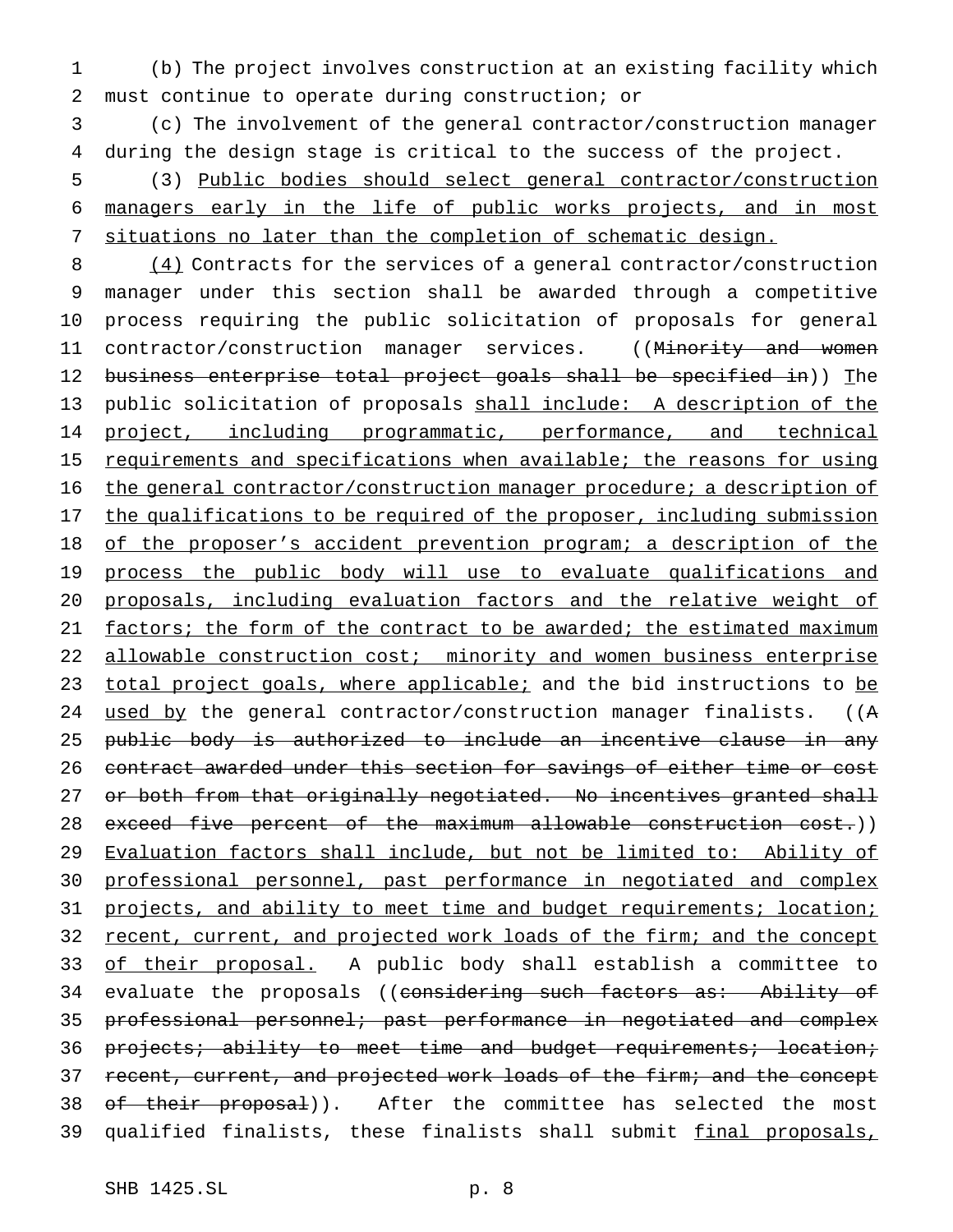(b) The project involves construction at an existing facility which must continue to operate during construction; or

(c) The involvement of the general contractor/construction manager during the design stage is critical to the success of the project.

(3) Public bodies should select general contractor/construction managers early in the life of public works projects, and in most situations no later than the completion of schematic design.

(4) Contracts for the services of a general contractor/construction manager under this section shall be awarded through a competitive process requiring the public solicitation of proposals for general contractor/construction manager services. ((Minority and women business enterprise total project goals shall be specified in)) The public solicitation of proposals shall include: A description of the project, including programmatic, performance, and technical requirements and specifications when available; the reasons for using the general contractor/construction manager procedure; a description of the qualifications to be required of the proposer, including submission of the proposer's accident prevention program; a description of the process the public body will use to evaluate qualifications and proposals, including evaluation factors and the relative weight of factors; the form of the contract to be awarded; the estimated maximum allowable construction cost; minority and women business enterprise total project goals, where applicable; and the bid instructions to be used by the general contractor/construction manager finalists. ((A public body is authorized to include an incentive clause in any contract awarded under this section for savings of either time or cost or both from that originally negotiated. No incentives granted shall exceed five percent of the maximum allowable construction cost.)) Evaluation factors shall include, but not be limited to: Ability of professional personnel, past performance in negotiated and complex projects, and ability to meet time and budget requirements; location; recent, current, and projected work loads of the firm; and the concept of their proposal. A public body shall establish a committee to evaluate the proposals ((considering such factors as: Ability of professional personnel; past performance in negotiated and complex projects; ability to meet time and budget requirements; location; recent, current, and projected work loads of the firm; and the concept of their proposal)). After the committee has selected the most qualified finalists, these finalists shall submit final proposals,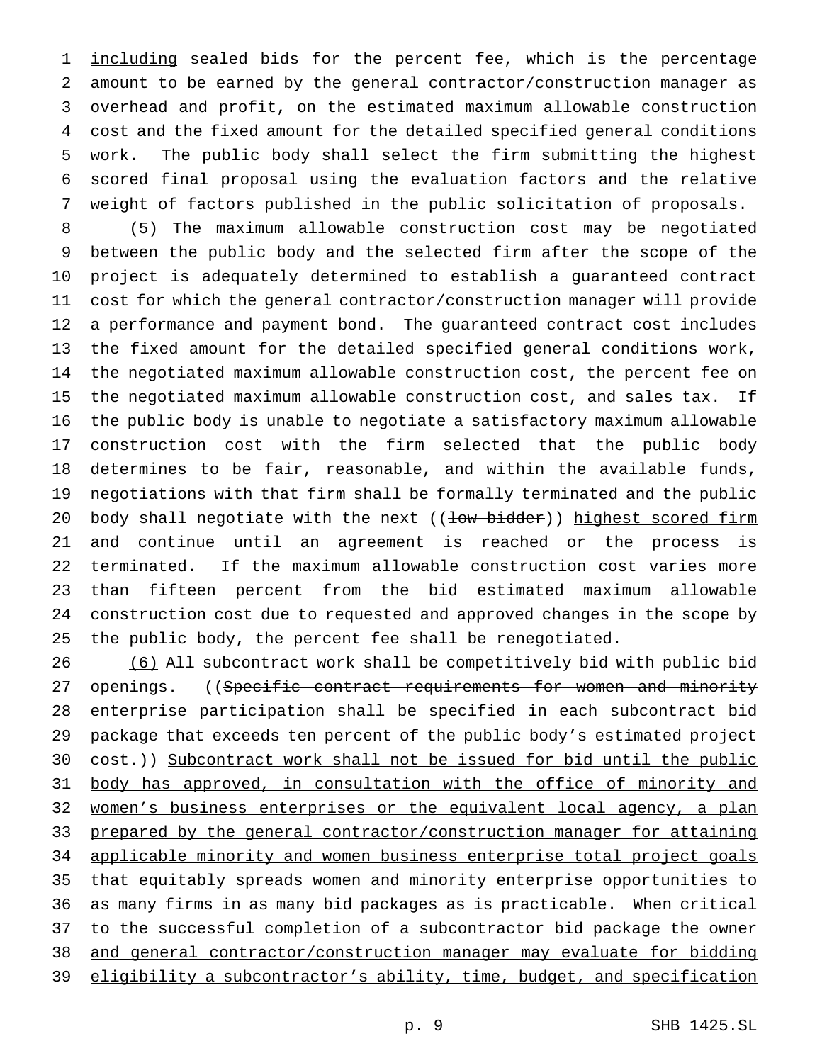including sealed bids for the percent fee, which is the percentage amount to be earned by the general contractor/construction manager as overhead and profit, on the estimated maximum allowable construction cost and the fixed amount for the detailed specified general conditions work. The public body shall select the firm submitting the highest scored final proposal using the evaluation factors and the relative weight of factors published in the public solicitation of proposals.

(5) The maximum allowable construction cost may be negotiated between the public body and the selected firm after the scope of the project is adequately determined to establish a guaranteed contract cost for which the general contractor/construction manager will provide a performance and payment bond. The guaranteed contract cost includes the fixed amount for the detailed specified general conditions work, the negotiated maximum allowable construction cost, the percent fee on the negotiated maximum allowable construction cost, and sales tax. If the public body is unable to negotiate a satisfactory maximum allowable construction cost with the firm selected that the public body determines to be fair, reasonable, and within the available funds, negotiations with that firm shall be formally terminated and the public body shall negotiate with the next ((~~low bidder~~)) highest scored firm and continue until an agreement is reached or the process is terminated. If the maximum allowable construction cost varies more than fifteen percent from the bid estimated maximum allowable construction cost due to requested and approved changes in the scope by the public body, the percent fee shall be renegotiated.

(6) All subcontract work shall be competitively bid with public bid openings. ((~~Specific contract requirements for women and minority enterprise participation shall be specified in each subcontract bid package that exceeds ten percent of the public body's estimated project cost.~~)) Subcontract work shall not be issued for bid until the public body has approved, in consultation with the office of minority and women's business enterprises or the equivalent local agency, a plan prepared by the general contractor/construction manager for attaining applicable minority and women business enterprise total project goals that equitably spreads women and minority enterprise opportunities to as many firms in as many bid packages as is practicable. When critical to the successful completion of a subcontractor bid package the owner and general contractor/construction manager may evaluate for bidding eligibility a subcontractor's ability, time, budget, and specification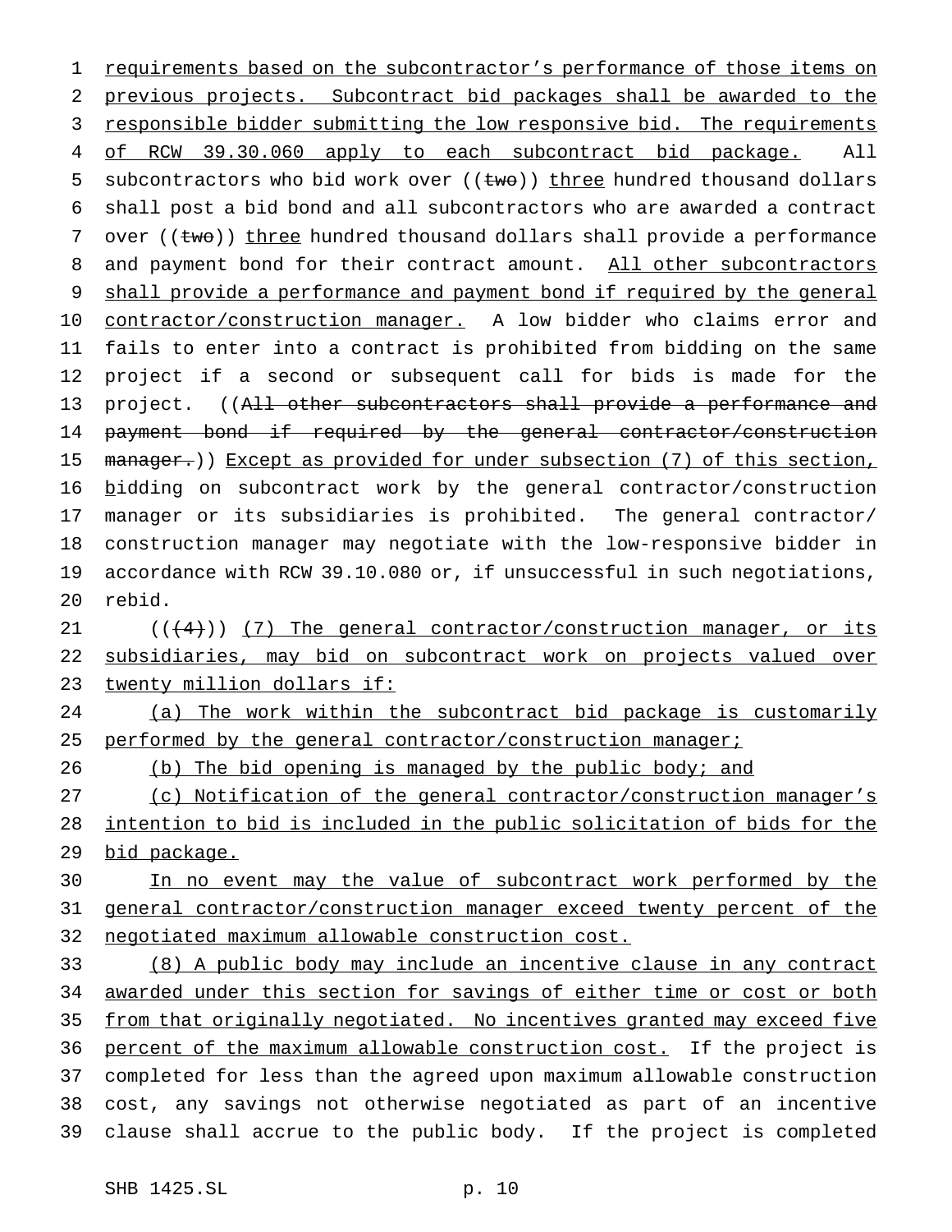requirements based on the subcontractor's performance of those items on previous projects. Subcontract bid packages shall be awarded to the responsible bidder submitting the low responsive bid. The requirements of RCW 39.30.060 apply to each subcontract bid package. All subcontractors who bid work over ((~~two~~)) three hundred thousand dollars shall post a bid bond and all subcontractors who are awarded a contract over ((~~two~~)) three hundred thousand dollars shall provide a performance and payment bond for their contract amount. All other subcontractors shall provide a performance and payment bond if required by the general contractor/construction manager. A low bidder who claims error and fails to enter into a contract is prohibited from bidding on the same project if a second or subsequent call for bids is made for the project. ((~~All other subcontractors shall provide a performance and payment bond if required by the general contractor/construction manager.~~)) Except as provided for under subsection (7) of this section, bidding on subcontract work by the general contractor/construction manager or its subsidiaries is prohibited. The general contractor/construction manager may negotiate with the low-responsive bidder in accordance with RCW 39.10.080 or, if unsuccessful in such negotiations, rebid.

((~~(4)~~)) (7) The general contractor/construction manager, or its subsidiaries, may bid on subcontract work on projects valued over twenty million dollars if:

(a) The work within the subcontract bid package is customarily performed by the general contractor/construction manager;

(b) The bid opening is managed by the public body; and

(c) Notification of the general contractor/construction manager's intention to bid is included in the public solicitation of bids for the bid package.

In no event may the value of subcontract work performed by the general contractor/construction manager exceed twenty percent of the negotiated maximum allowable construction cost.

(8) A public body may include an incentive clause in any contract awarded under this section for savings of either time or cost or both from that originally negotiated. No incentives granted may exceed five percent of the maximum allowable construction cost. If the project is completed for less than the agreed upon maximum allowable construction cost, any savings not otherwise negotiated as part of an incentive clause shall accrue to the public body. If the project is completed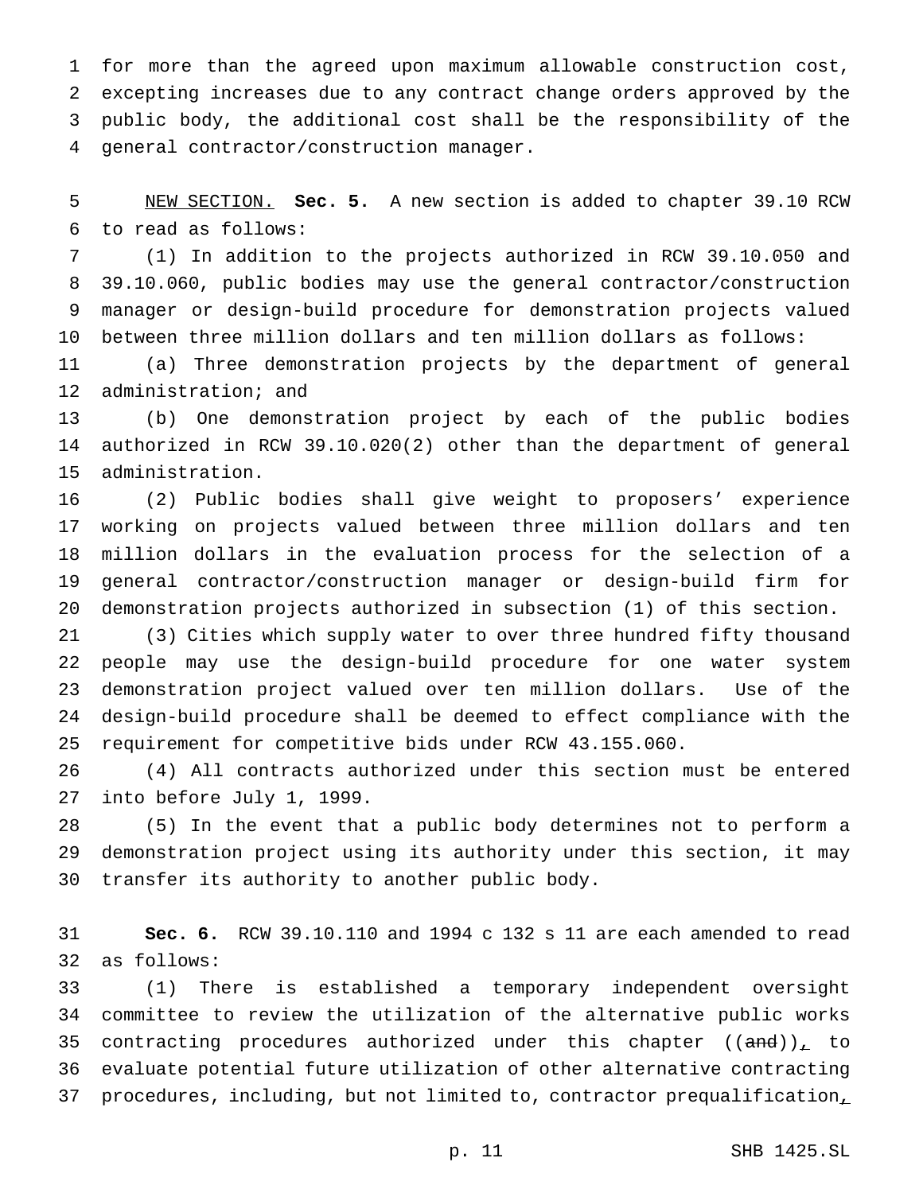for more than the agreed upon maximum allowable construction cost, excepting increases due to any contract change orders approved by the public body, the additional cost shall be the responsibility of the general contractor/construction manager.

NEW SECTION. **Sec. 5.** A new section is added to chapter 39.10 RCW to read as follows:

(1) In addition to the projects authorized in RCW 39.10.050 and 39.10.060, public bodies may use the general contractor/construction manager or design-build procedure for demonstration projects valued between three million dollars and ten million dollars as follows:

(a) Three demonstration projects by the department of general administration; and

(b) One demonstration project by each of the public bodies authorized in RCW 39.10.020(2) other than the department of general administration.

(2) Public bodies shall give weight to proposers' experience working on projects valued between three million dollars and ten million dollars in the evaluation process for the selection of a general contractor/construction manager or design-build firm for demonstration projects authorized in subsection (1) of this section.

(3) Cities which supply water to over three hundred fifty thousand people may use the design-build procedure for one water system demonstration project valued over ten million dollars. Use of the design-build procedure shall be deemed to effect compliance with the requirement for competitive bids under RCW 43.155.060.

(4) All contracts authorized under this section must be entered into before July 1, 1999.

(5) In the event that a public body determines not to perform a demonstration project using its authority under this section, it may transfer its authority to another public body.

**Sec. 6.** RCW 39.10.110 and 1994 c 132 s 11 are each amended to read as follows:

(1) There is established a temporary independent oversight committee to review the utilization of the alternative public works contracting procedures authorized under this chapter ((~~and~~)), to evaluate potential future utilization of other alternative contracting procedures, including, but not limited to, contractor prequalification,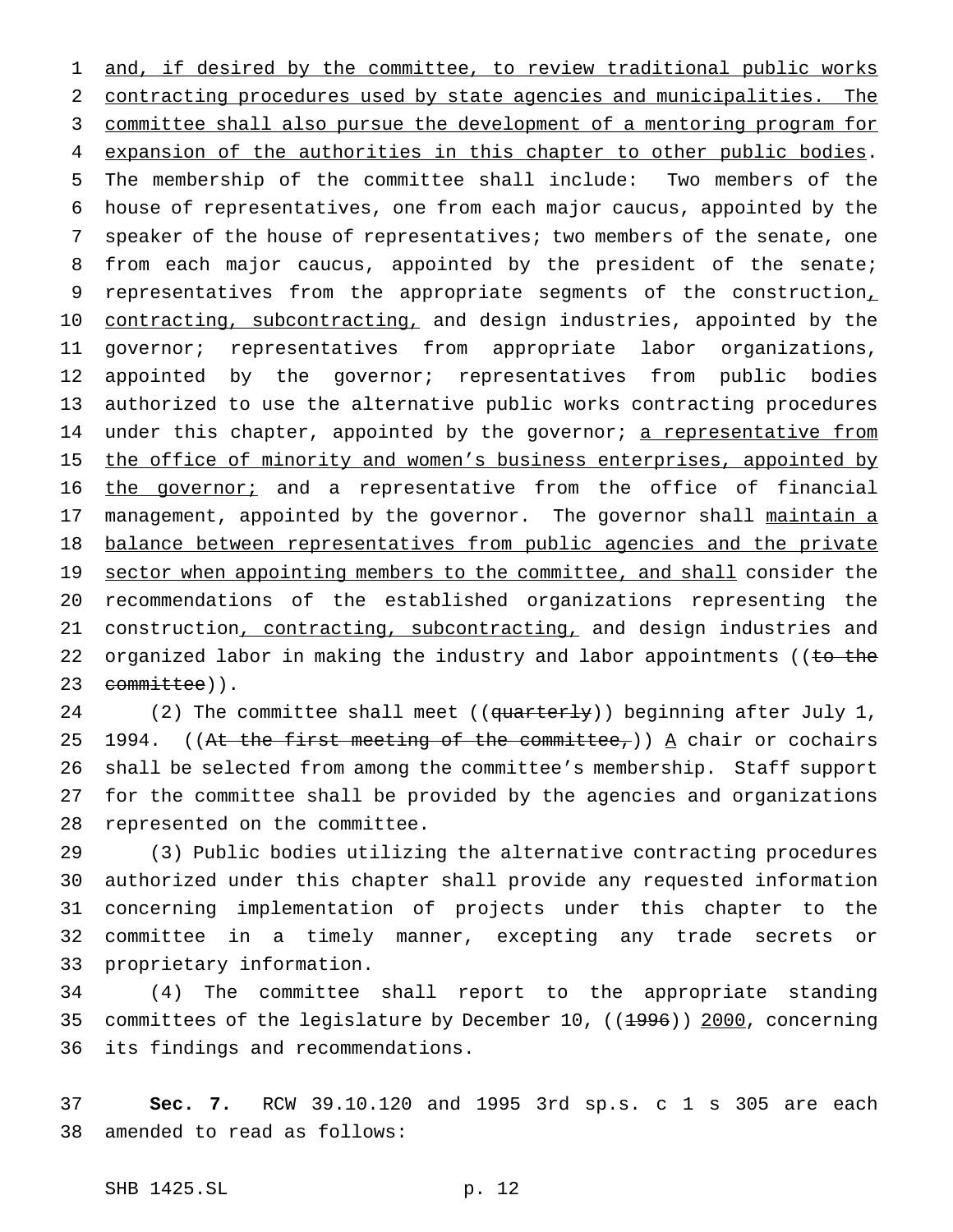and, if desired by the committee, to review traditional public works contracting procedures used by state agencies and municipalities. The committee shall also pursue the development of a mentoring program for expansion of the authorities in this chapter to other public bodies. The membership of the committee shall include: Two members of the house of representatives, one from each major caucus, appointed by the speaker of the house of representatives; two members of the senate, one from each major caucus, appointed by the president of the senate; representatives from the appropriate segments of the construction, contracting, subcontracting, and design industries, appointed by the governor; representatives from appropriate labor organizations, appointed by the governor; representatives from public bodies authorized to use the alternative public works contracting procedures under this chapter, appointed by the governor; a representative from the office of minority and women's business enterprises, appointed by the governor; and a representative from the office of financial management, appointed by the governor. The governor shall maintain a balance between representatives from public agencies and the private sector when appointing members to the committee, and shall consider the recommendations of the established organizations representing the construction, contracting, subcontracting, and design industries and organized labor in making the industry and labor appointments ((~~to the committee~~)).

(2) The committee shall meet ((~~quarterly~~)) beginning after July 1, 1994. ((~~At the first meeting of the committee,~~)) A chair or cochairs shall be selected from among the committee's membership. Staff support for the committee shall be provided by the agencies and organizations represented on the committee.

(3) Public bodies utilizing the alternative contracting procedures authorized under this chapter shall provide any requested information concerning implementation of projects under this chapter to the committee in a timely manner, excepting any trade secrets or proprietary information.

(4) The committee shall report to the appropriate standing committees of the legislature by December 10, ((~~1996~~)) 2000, concerning its findings and recommendations.

**Sec. 7.** RCW 39.10.120 and 1995 3rd sp.s. c 1 s 305 are each amended to read as follows: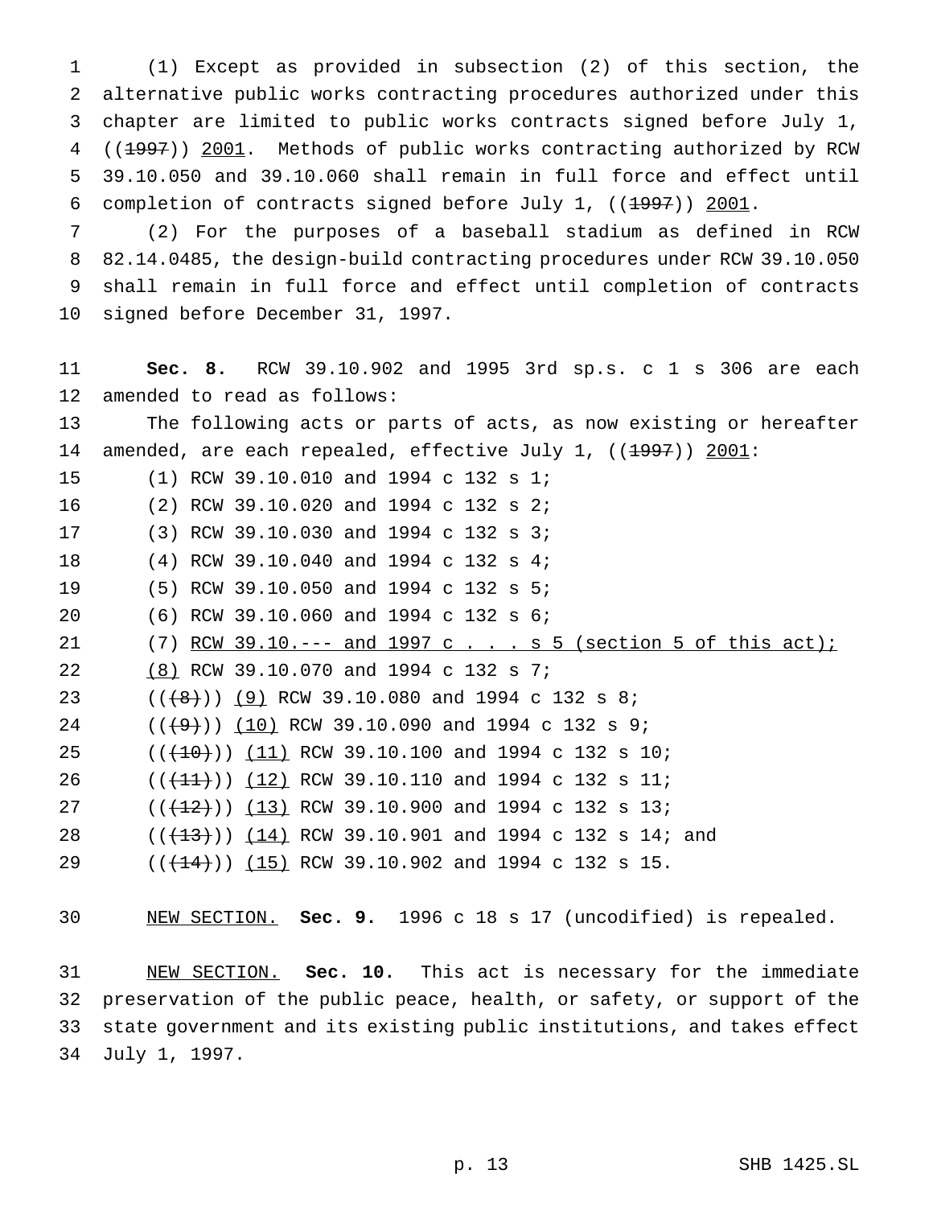(1) Except as provided in subsection (2) of this section, the alternative public works contracting procedures authorized under this chapter are limited to public works contracts signed before July 1, ((~~1997~~)) 2001. Methods of public works contracting authorized by RCW 39.10.050 and 39.10.060 shall remain in full force and effect until completion of contracts signed before July 1, ((~~1997~~)) 2001.

(2) For the purposes of a baseball stadium as defined in RCW 82.14.0485, the design-build contracting procedures under RCW 39.10.050 shall remain in full force and effect until completion of contracts signed before December 31, 1997.

**Sec. 8.** RCW 39.10.902 and 1995 3rd sp.s. c 1 s 306 are each amended to read as follows:

The following acts or parts of acts, as now existing or hereafter amended, are each repealed, effective July 1, ((~~1997~~)) 2001:

(1) RCW 39.10.010 and 1994 c 132 s 1;

(2) RCW 39.10.020 and 1994 c 132 s 2;

(3) RCW 39.10.030 and 1994 c 132 s 3;

(4) RCW 39.10.040 and 1994 c 132 s 4;

(5) RCW 39.10.050 and 1994 c 132 s 5;

(6) RCW 39.10.060 and 1994 c 132 s 6;

(7) RCW 39.10.--- and 1997 c . . . s 5 (section 5 of this act);

(8) RCW 39.10.070 and 1994 c 132 s 7;

((~~(8)~~)) (9) RCW 39.10.080 and 1994 c 132 s 8;

((~~(9)~~)) (10) RCW 39.10.090 and 1994 c 132 s 9;

((~~(10)~~)) (11) RCW 39.10.100 and 1994 c 132 s 10;

((~~(11)~~)) (12) RCW 39.10.110 and 1994 c 132 s 11;

((~~(12)~~)) (13) RCW 39.10.900 and 1994 c 132 s 13;

((~~(13)~~)) (14) RCW 39.10.901 and 1994 c 132 s 14; and

((~~(14)~~)) (15) RCW 39.10.902 and 1994 c 132 s 15.

NEW SECTION. **Sec. 9.** 1996 c 18 s 17 (uncodified) is repealed.

NEW SECTION. **Sec. 10.** This act is necessary for the immediate preservation of the public peace, health, or safety, or support of the state government and its existing public institutions, and takes effect July 1, 1997.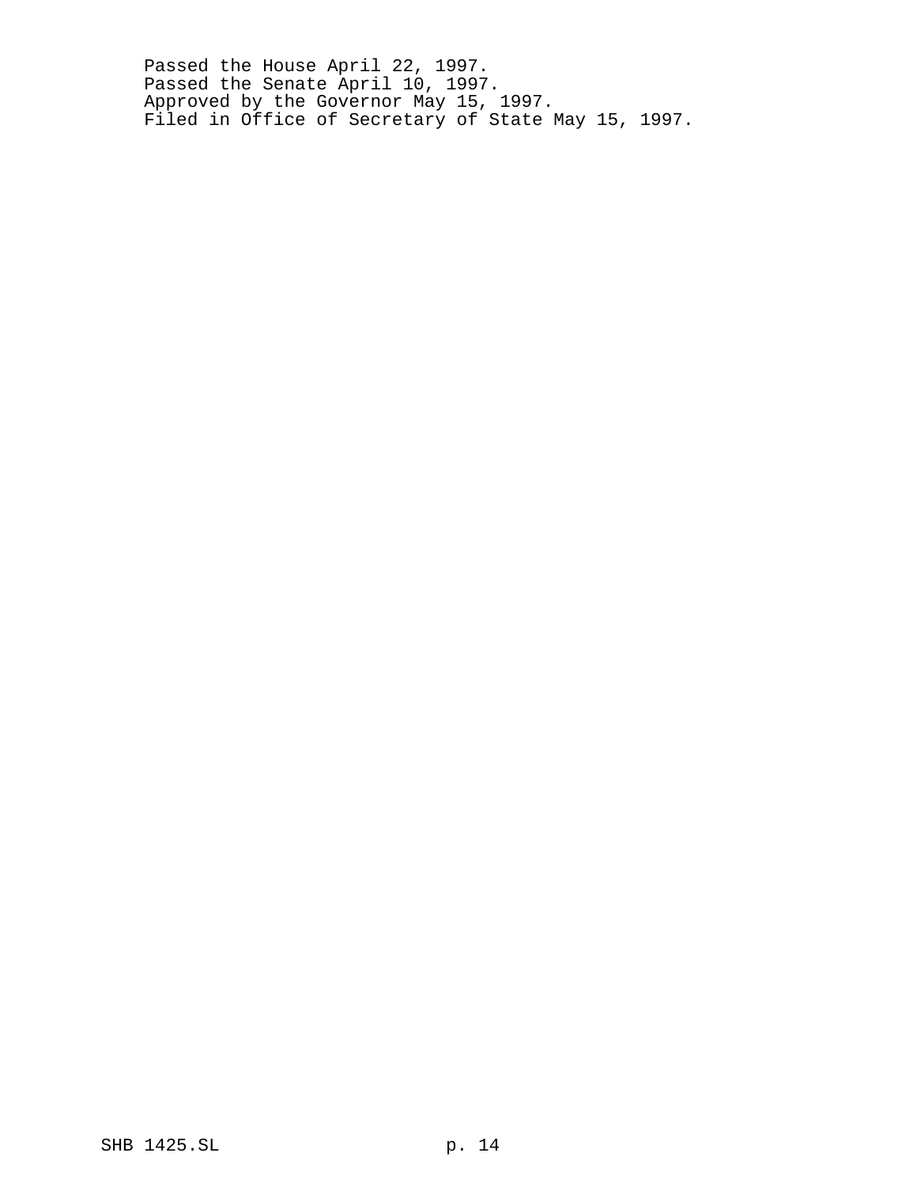Passed the House April 22, 1997.
Passed the Senate April 10, 1997.
Approved by the Governor May 15, 1997.
Filed in Office of Secretary of State May 15, 1997.